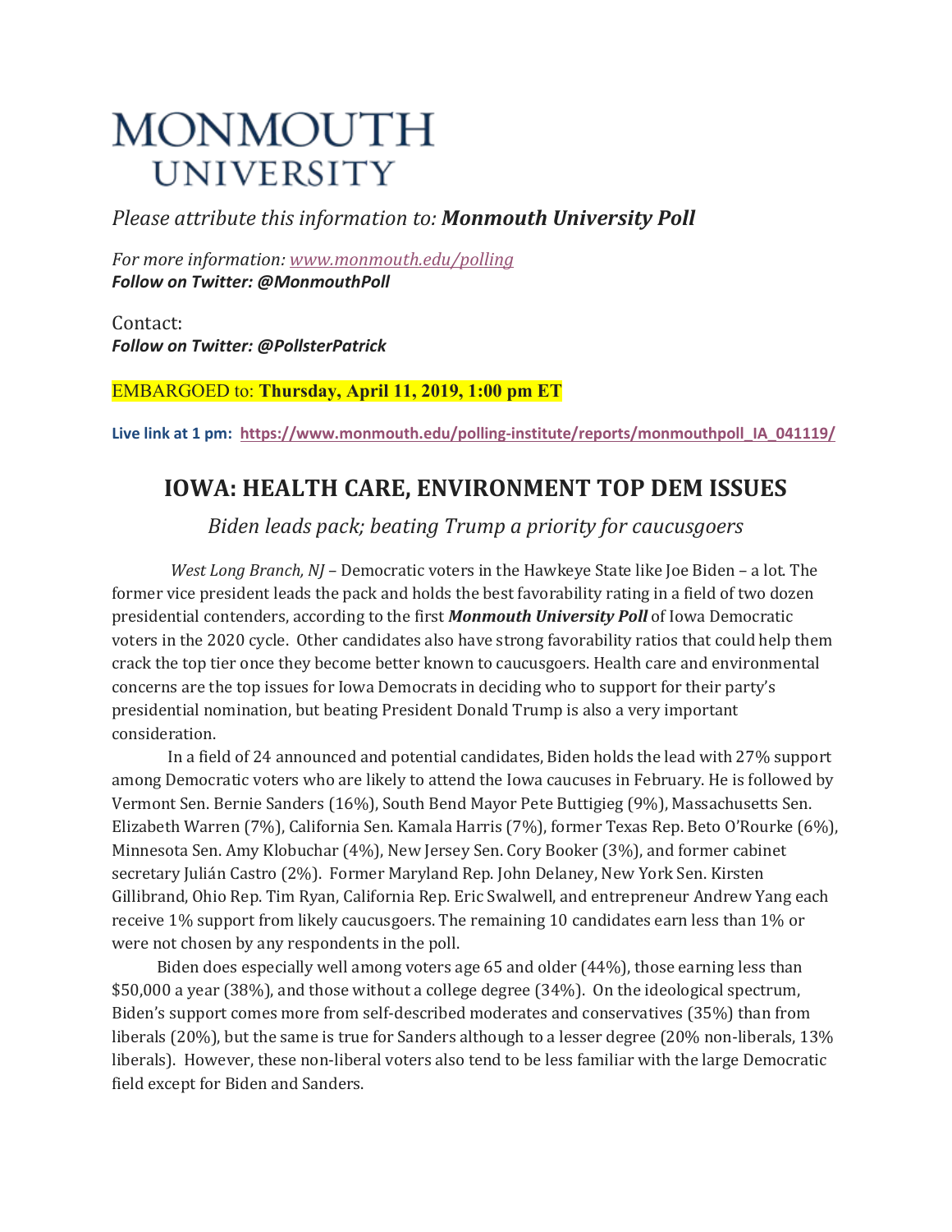# MONMOUTH UNIVERSITY

*Please attribute this information to:* ***Monmouth University Poll***

*For more information: [www.monmouth.edu/polling](http://www.monmouth.edu/polling)*
***Follow on Twitter: @MonmouthPoll***

Contact:
***Follow on Twitter: @PollsterPatrick***

EMBARGOED to: **Thursday, April 11, 2019, 1:00 pm ET**

**Live link at 1 pm: [https://www.monmouth.edu/polling-institute/reports/monmouthpoll_IA_041119/](https://www.monmouth.edu/polling-institute/reports/monmouthpoll_IA_041119/)**

## IOWA: HEALTH CARE, ENVIRONMENT TOP DEM ISSUES

*Biden leads pack; beating Trump a priority for caucusgoers*

*West Long Branch, NJ* – Democratic voters in the Hawkeye State like Joe Biden – a lot. The former vice president leads the pack and holds the best favorability rating in a field of two dozen presidential contenders, according to the first ***Monmouth University Poll*** of Iowa Democratic voters in the 2020 cycle. Other candidates also have strong favorability ratios that could help them crack the top tier once they become better known to caucusgoers. Health care and environmental concerns are the top issues for Iowa Democrats in deciding who to support for their party's presidential nomination, but beating President Donald Trump is also a very important consideration.

In a field of 24 announced and potential candidates, Biden holds the lead with 27% support among Democratic voters who are likely to attend the Iowa caucuses in February. He is followed by Vermont Sen. Bernie Sanders (16%), South Bend Mayor Pete Buttigieg (9%), Massachusetts Sen. Elizabeth Warren (7%), California Sen. Kamala Harris (7%), former Texas Rep. Beto O'Rourke (6%), Minnesota Sen. Amy Klobuchar (4%), New Jersey Sen. Cory Booker (3%), and former cabinet secretary Julián Castro (2%). Former Maryland Rep. John Delaney, New York Sen. Kirsten Gillibrand, Ohio Rep. Tim Ryan, California Rep. Eric Swalwell, and entrepreneur Andrew Yang each receive 1% support from likely caucusgoers. The remaining 10 candidates earn less than 1% or were not chosen by any respondents in the poll.

Biden does especially well among voters age 65 and older (44%), those earning less than $50,000 a year (38%), and those without a college degree (34%). On the ideological spectrum, Biden's support comes more from self-described moderates and conservatives (35%) than from liberals (20%), but the same is true for Sanders although to a lesser degree (20% non-liberals, 13% liberals). However, these non-liberal voters also tend to be less familiar with the large Democratic field except for Biden and Sanders.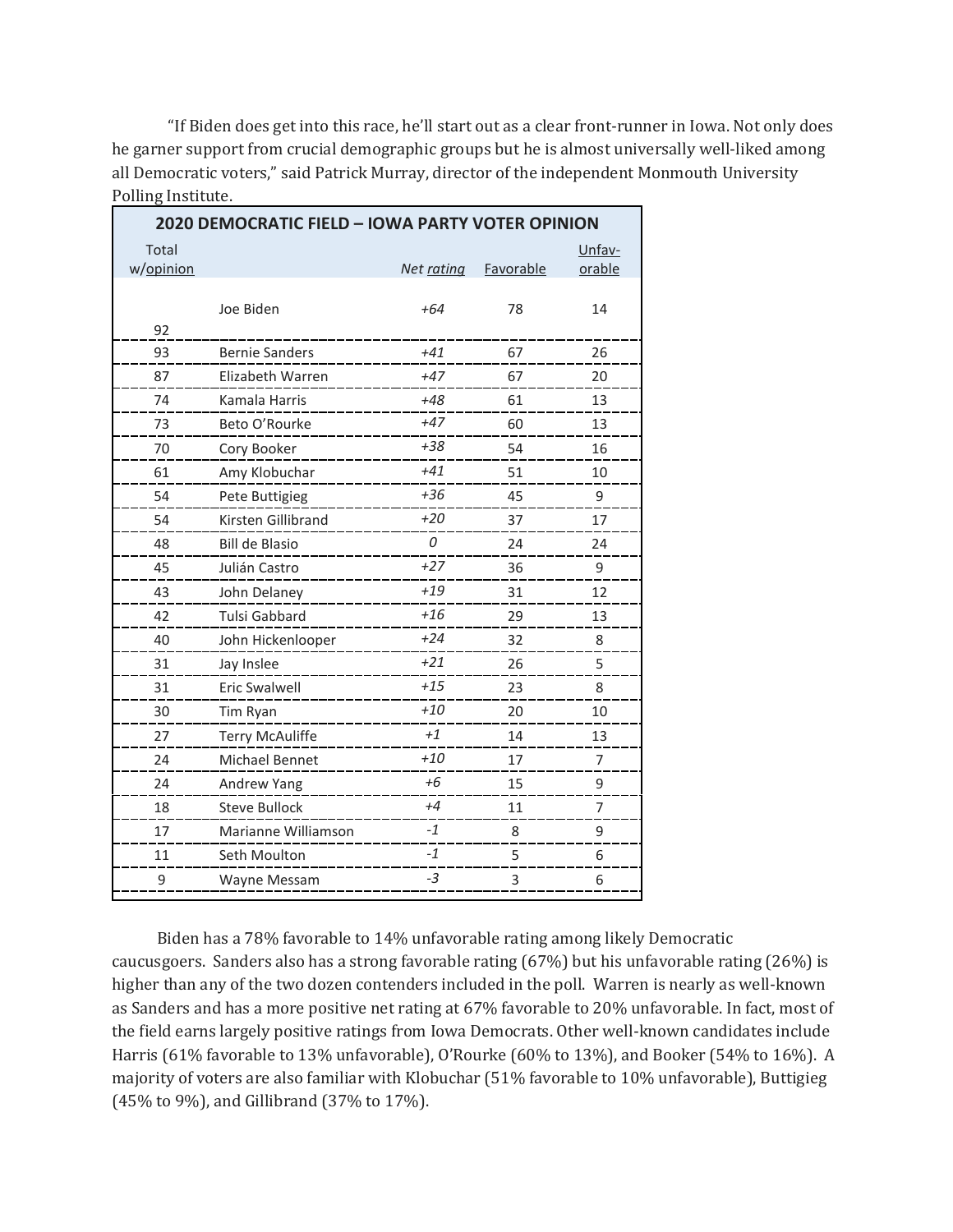“If Biden does get into this race, he’ll start out as a clear front-runner in Iowa. Not only does he garner support from crucial demographic groups but he is almost universally well-liked among all Democratic voters,” said Patrick Murray, director of the independent Monmouth University Polling Institute.

**2020 DEMOCRATIC FIELD – IOWA PARTY VOTER OPINION**

| Total w/opinion | | *Net rating* | Favorable | Unfav-orable |
|---|---|---|---|---|
| 92 | Joe Biden | *+64* | 78 | 14 |
| 93 | Bernie Sanders | *+41* | 67 | 26 |
| 87 | Elizabeth Warren | *+47* | 67 | 20 |
| 74 | Kamala Harris | *+48* | 61 | 13 |
| 73 | Beto O’Rourke | *+47* | 60 | 13 |
| 70 | Cory Booker | *+38* | 54 | 16 |
| 61 | Amy Klobuchar | *+41* | 51 | 10 |
| 54 | Pete Buttigieg | *+36* | 45 | 9 |
| 54 | Kirsten Gillibrand | *+20* | 37 | 17 |
| 48 | Bill de Blasio | *0* | 24 | 24 |
| 45 | Julián Castro | *+27* | 36 | 9 |
| 43 | John Delaney | *+19* | 31 | 12 |
| 42 | Tulsi Gabbard | *+16* | 29 | 13 |
| 40 | John Hickenlooper | *+24* | 32 | 8 |
| 31 | Jay Inslee | *+21* | 26 | 5 |
| 31 | Eric Swalwell | *+15* | 23 | 8 |
| 30 | Tim Ryan | *+10* | 20 | 10 |
| 27 | Terry McAuliffe | *+1* | 14 | 13 |
| 24 | Michael Bennet | *+10* | 17 | 7 |
| 24 | Andrew Yang | *+6* | 15 | 9 |
| 18 | Steve Bullock | *+4* | 11 | 7 |
| 17 | Marianne Williamson | *-1* | 8 | 9 |
| 11 | Seth Moulton | *-1* | 5 | 6 |
| 9 | Wayne Messam | *-3* | 3 | 6 |

Biden has a 78% favorable to 14% unfavorable rating among likely Democratic caucusgoers. Sanders also has a strong favorable rating (67%) but his unfavorable rating (26%) is higher than any of the two dozen contenders included in the poll. Warren is nearly as well-known as Sanders and has a more positive net rating at 67% favorable to 20% unfavorable. In fact, most of the field earns largely positive ratings from Iowa Democrats. Other well-known candidates include Harris (61% favorable to 13% unfavorable), O’Rourke (60% to 13%), and Booker (54% to 16%). A majority of voters are also familiar with Klobuchar (51% favorable to 10% unfavorable), Buttigieg (45% to 9%), and Gillibrand (37% to 17%).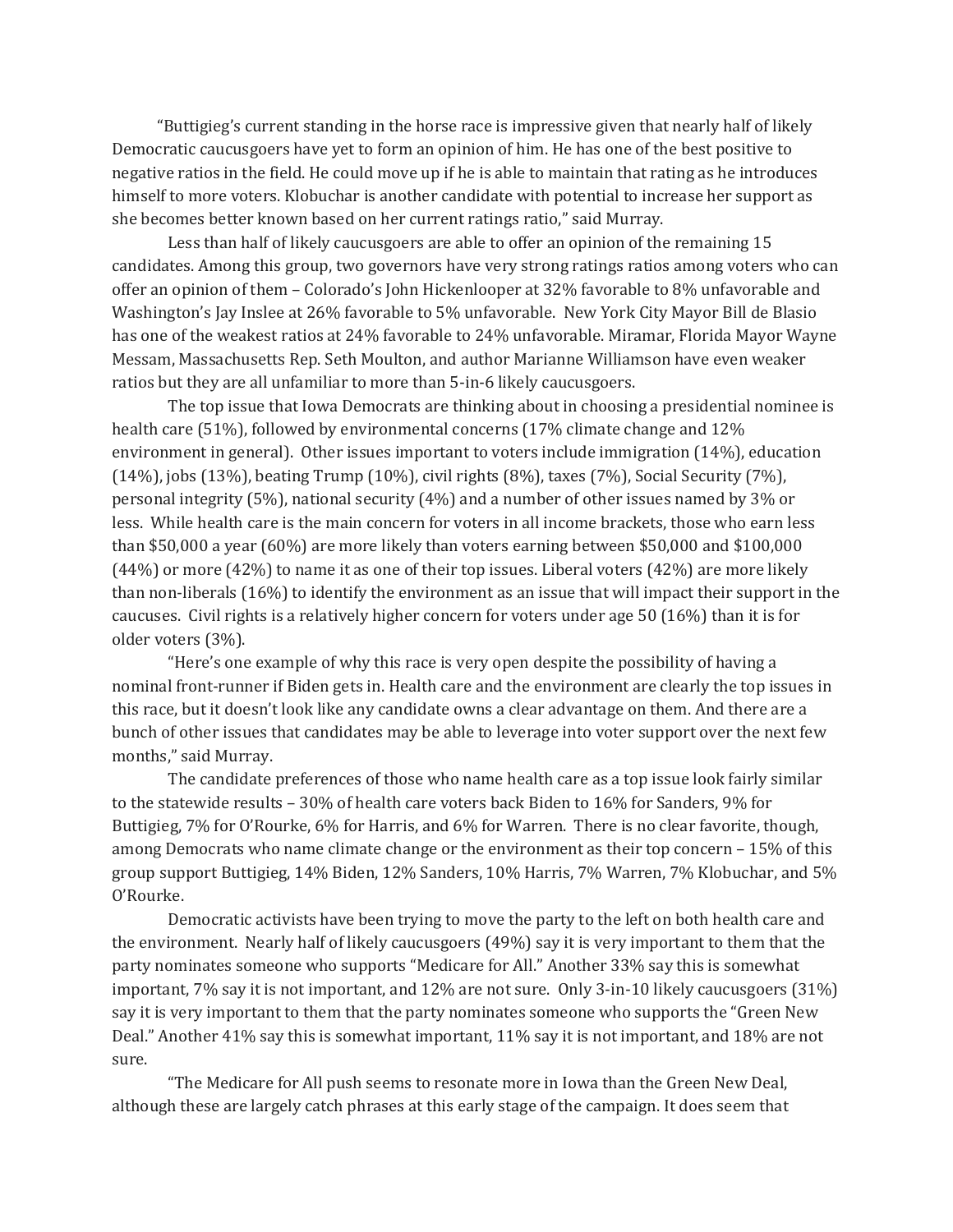"Buttigieg's current standing in the horse race is impressive given that nearly half of likely Democratic caucusgoers have yet to form an opinion of him. He has one of the best positive to negative ratios in the field. He could move up if he is able to maintain that rating as he introduces himself to more voters. Klobuchar is another candidate with potential to increase her support as she becomes better known based on her current ratings ratio," said Murray.

Less than half of likely caucusgoers are able to offer an opinion of the remaining 15 candidates. Among this group, two governors have very strong ratings ratios among voters who can offer an opinion of them – Colorado's John Hickenlooper at 32% favorable to 8% unfavorable and Washington's Jay Inslee at 26% favorable to 5% unfavorable. New York City Mayor Bill de Blasio has one of the weakest ratios at 24% favorable to 24% unfavorable. Miramar, Florida Mayor Wayne Messam, Massachusetts Rep. Seth Moulton, and author Marianne Williamson have even weaker ratios but they are all unfamiliar to more than 5-in-6 likely caucusgoers.

The top issue that Iowa Democrats are thinking about in choosing a presidential nominee is health care (51%), followed by environmental concerns (17% climate change and 12% environment in general). Other issues important to voters include immigration (14%), education (14%), jobs (13%), beating Trump (10%), civil rights (8%), taxes (7%), Social Security (7%), personal integrity (5%), national security (4%) and a number of other issues named by 3% or less. While health care is the main concern for voters in all income brackets, those who earn less than $50,000 a year (60%) are more likely than voters earning between $50,000 and $100,000 (44%) or more (42%) to name it as one of their top issues. Liberal voters (42%) are more likely than non-liberals (16%) to identify the environment as an issue that will impact their support in the caucuses. Civil rights is a relatively higher concern for voters under age 50 (16%) than it is for older voters (3%).

"Here's one example of why this race is very open despite the possibility of having a nominal front-runner if Biden gets in. Health care and the environment are clearly the top issues in this race, but it doesn't look like any candidate owns a clear advantage on them. And there are a bunch of other issues that candidates may be able to leverage into voter support over the next few months," said Murray.

The candidate preferences of those who name health care as a top issue look fairly similar to the statewide results – 30% of health care voters back Biden to 16% for Sanders, 9% for Buttigieg, 7% for O'Rourke, 6% for Harris, and 6% for Warren. There is no clear favorite, though, among Democrats who name climate change or the environment as their top concern – 15% of this group support Buttigieg, 14% Biden, 12% Sanders, 10% Harris, 7% Warren, 7% Klobuchar, and 5% O'Rourke.

Democratic activists have been trying to move the party to the left on both health care and the environment. Nearly half of likely caucusgoers (49%) say it is very important to them that the party nominates someone who supports "Medicare for All." Another 33% say this is somewhat important, 7% say it is not important, and 12% are not sure. Only 3-in-10 likely caucusgoers (31%) say it is very important to them that the party nominates someone who supports the "Green New Deal." Another 41% say this is somewhat important, 11% say it is not important, and 18% are not sure.

"The Medicare for All push seems to resonate more in Iowa than the Green New Deal, although these are largely catch phrases at this early stage of the campaign. It does seem that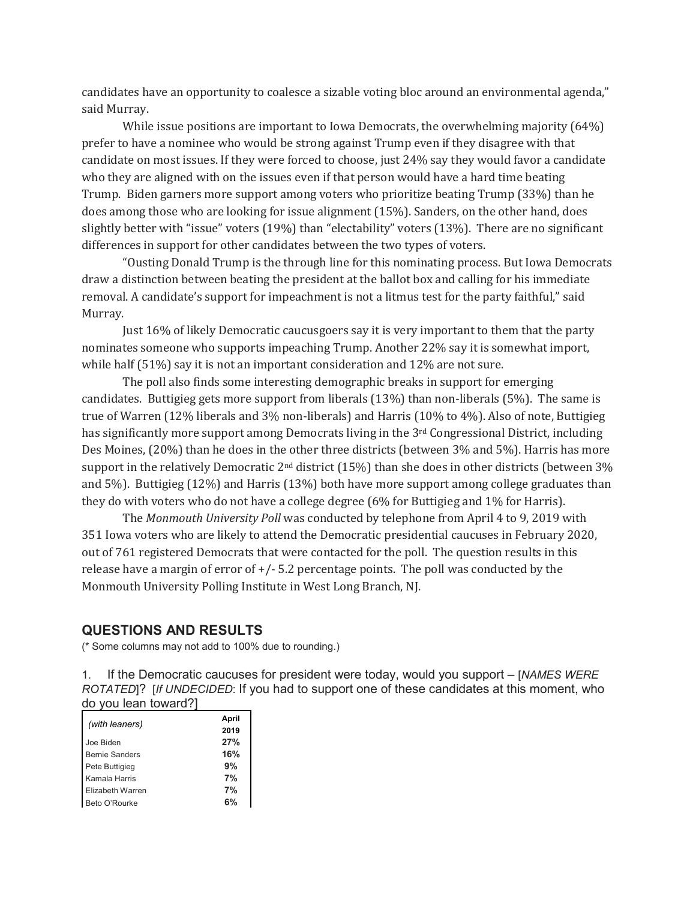candidates have an opportunity to coalesce a sizable voting bloc around an environmental agenda," said Murray.

While issue positions are important to Iowa Democrats, the overwhelming majority (64%) prefer to have a nominee who would be strong against Trump even if they disagree with that candidate on most issues. If they were forced to choose, just 24% say they would favor a candidate who they are aligned with on the issues even if that person would have a hard time beating Trump. Biden garners more support among voters who prioritize beating Trump (33%) than he does among those who are looking for issue alignment (15%). Sanders, on the other hand, does slightly better with "issue" voters (19%) than "electability" voters (13%). There are no significant differences in support for other candidates between the two types of voters.

"Ousting Donald Trump is the through line for this nominating process. But Iowa Democrats draw a distinction between beating the president at the ballot box and calling for his immediate removal. A candidate's support for impeachment is not a litmus test for the party faithful," said Murray.

Just 16% of likely Democratic caucusgoers say it is very important to them that the party nominates someone who supports impeaching Trump. Another 22% say it is somewhat import, while half (51%) say it is not an important consideration and 12% are not sure.

The poll also finds some interesting demographic breaks in support for emerging candidates. Buttigieg gets more support from liberals (13%) than non-liberals (5%). The same is true of Warren (12% liberals and 3% non-liberals) and Harris (10% to 4%). Also of note, Buttigieg has significantly more support among Democrats living in the 3rd Congressional District, including Des Moines, (20%) than he does in the other three districts (between 3% and 5%). Harris has more support in the relatively Democratic 2nd district (15%) than she does in other districts (between 3% and 5%). Buttigieg (12%) and Harris (13%) both have more support among college graduates than they do with voters who do not have a college degree (6% for Buttigieg and 1% for Harris).

The *Monmouth University Poll* was conducted by telephone from April 4 to 9, 2019 with 351 Iowa voters who are likely to attend the Democratic presidential caucuses in February 2020, out of 761 registered Democrats that were contacted for the poll. The question results in this release have a margin of error of +/- 5.2 percentage points. The poll was conducted by the Monmouth University Polling Institute in West Long Branch, NJ.

## QUESTIONS AND RESULTS

(* Some columns may not add to 100% due to rounding.)

1. If the Democratic caucuses for president were today, would you support – [*NAMES WERE ROTATED*]? [*If UNDECIDED*: If you had to support one of these candidates at this moment, who do you lean toward?]

| *(with leaners)* | **April 2019** |
|---|---|
| Joe Biden | **27%** |
| Bernie Sanders | **16%** |
| Pete Buttigieg | **9%** |
| Kamala Harris | **7%** |
| Elizabeth Warren | **7%** |
| Beto O'Rourke | **6%** |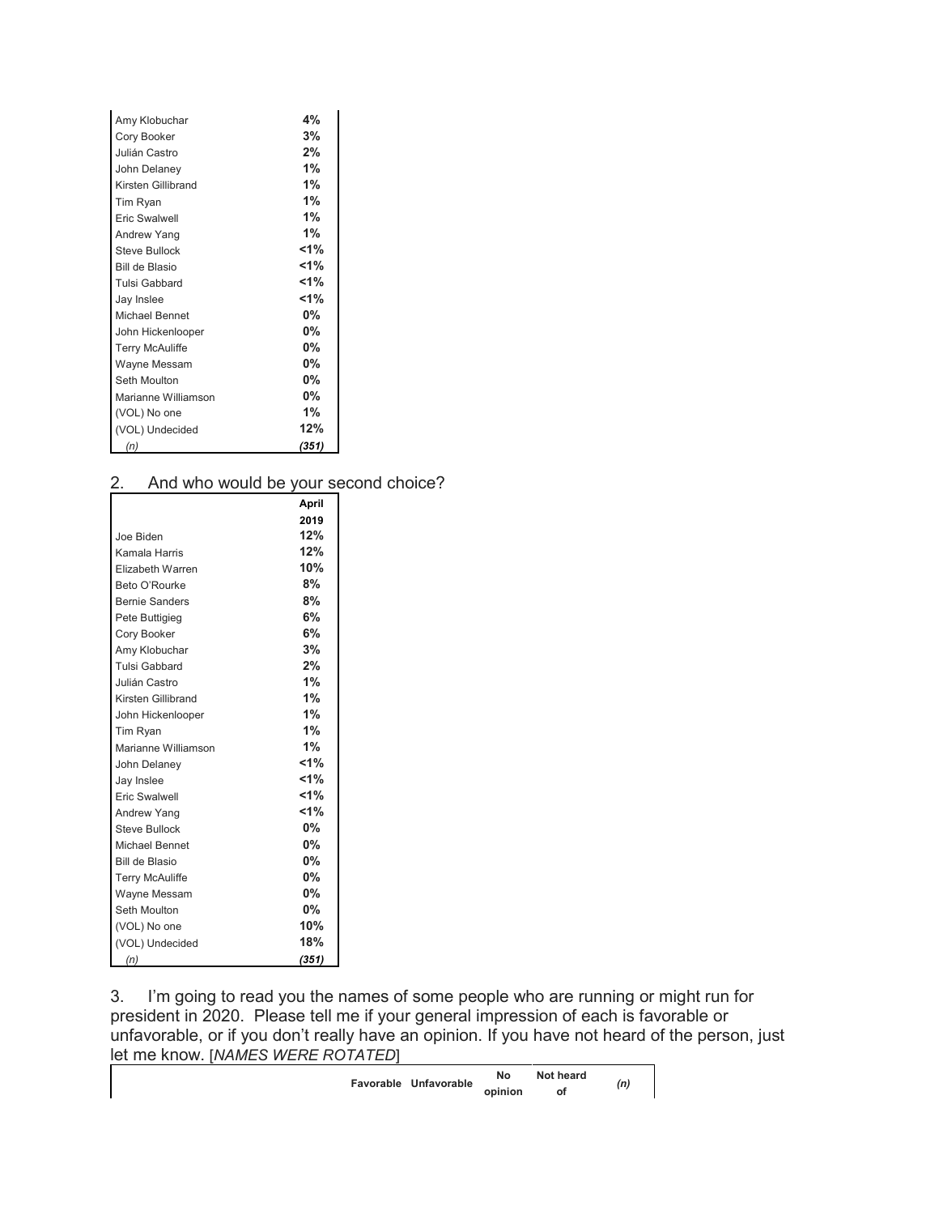| | |
|---|---|
| Amy Klobuchar | **4%** |
| Cory Booker | **3%** |
| Julián Castro | **2%** |
| John Delaney | **1%** |
| Kirsten Gillibrand | **1%** |
| Tim Ryan | **1%** |
| Eric Swalwell | **1%** |
| Andrew Yang | **1%** |
| Steve Bullock | **<1%** |
| Bill de Blasio | **<1%** |
| Tulsi Gabbard | **<1%** |
| Jay Inslee | **<1%** |
| Michael Bennet | **0%** |
| John Hickenlooper | **0%** |
| Terry McAuliffe | **0%** |
| Wayne Messam | **0%** |
| Seth Moulton | **0%** |
| Marianne Williamson | **0%** |
| (VOL) No one | **1%** |
| (VOL) Undecided | **12%** |
| *(n)* | ***(351)*** |

2. And who would be your second choice?

| | **April 2019** |
|---|---|
| Joe Biden | **12%** |
| Kamala Harris | **12%** |
| Elizabeth Warren | **10%** |
| Beto O'Rourke | **8%** |
| Bernie Sanders | **8%** |
| Pete Buttigieg | **6%** |
| Cory Booker | **6%** |
| Amy Klobuchar | **3%** |
| Tulsi Gabbard | **2%** |
| Julián Castro | **1%** |
| Kirsten Gillibrand | **1%** |
| John Hickenlooper | **1%** |
| Tim Ryan | **1%** |
| Marianne Williamson | **1%** |
| John Delaney | **<1%** |
| Jay Inslee | **<1%** |
| Eric Swalwell | **<1%** |
| Andrew Yang | **<1%** |
| Steve Bullock | **0%** |
| Michael Bennet | **0%** |
| Bill de Blasio | **0%** |
| Terry McAuliffe | **0%** |
| Wayne Messam | **0%** |
| Seth Moulton | **0%** |
| (VOL) No one | **10%** |
| (VOL) Undecided | **18%** |
| *(n)* | ***(351)*** |

3. I'm going to read you the names of some people who are running or might run for president in 2020. Please tell me if your general impression of each is favorable or unfavorable, or if you don't really have an opinion. If you have not heard of the person, just let me know. [*NAMES WERE ROTATED*]

| | **Favorable** | **Unfavorable** | **No opinion** | **Not heard of** | ***(n)*** |
|---|---|---|---|---|---|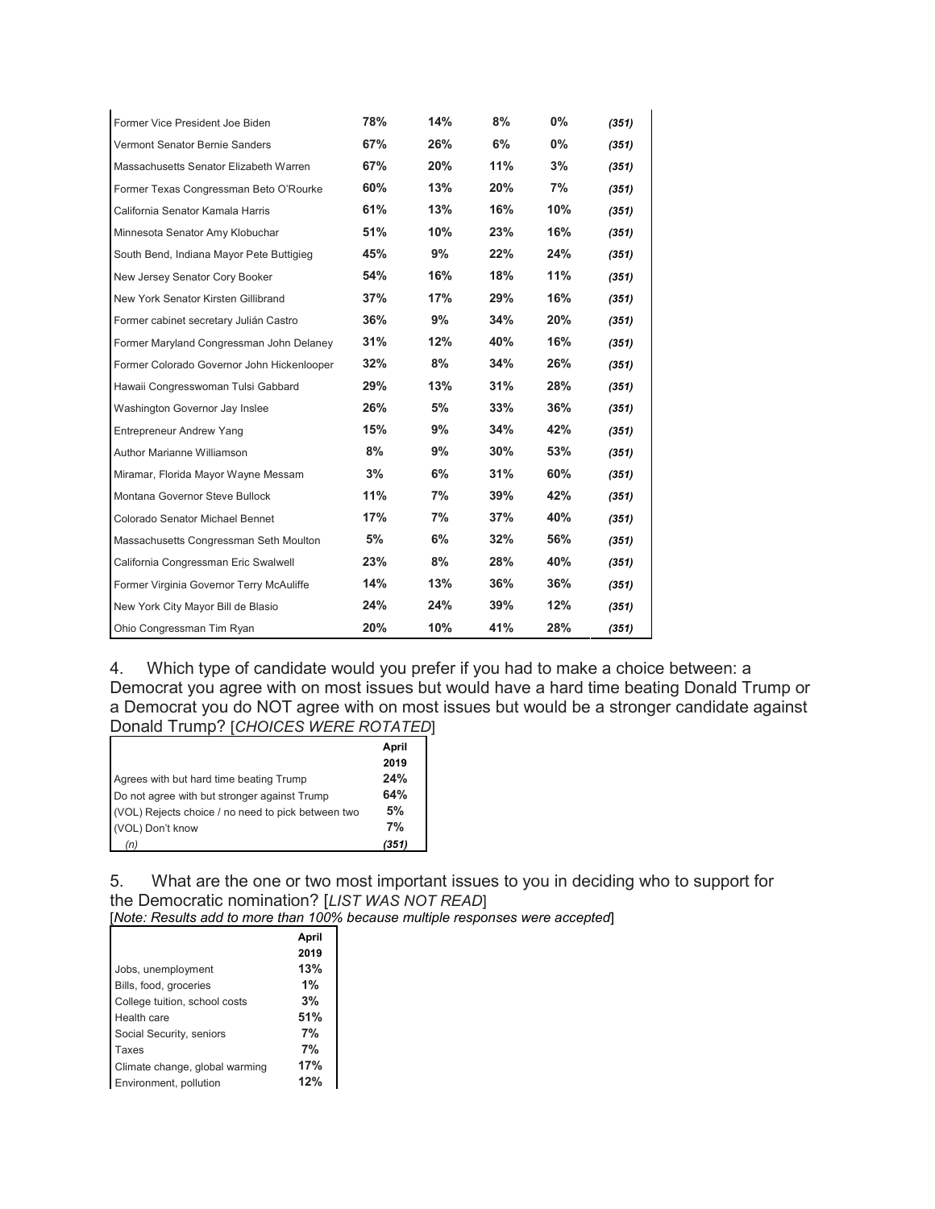| | | | | | |
|---|---|---|---|---|---|
| Former Vice President Joe Biden | 78% | 14% | 8% | 0% | (351) |
| Vermont Senator Bernie Sanders | 67% | 26% | 6% | 0% | (351) |
| Massachusetts Senator Elizabeth Warren | 67% | 20% | 11% | 3% | (351) |
| Former Texas Congressman Beto O'Rourke | 60% | 13% | 20% | 7% | (351) |
| California Senator Kamala Harris | 61% | 13% | 16% | 10% | (351) |
| Minnesota Senator Amy Klobuchar | 51% | 10% | 23% | 16% | (351) |
| South Bend, Indiana Mayor Pete Buttigieg | 45% | 9% | 22% | 24% | (351) |
| New Jersey Senator Cory Booker | 54% | 16% | 18% | 11% | (351) |
| New York Senator Kirsten Gillibrand | 37% | 17% | 29% | 16% | (351) |
| Former cabinet secretary Julián Castro | 36% | 9% | 34% | 20% | (351) |
| Former Maryland Congressman John Delaney | 31% | 12% | 40% | 16% | (351) |
| Former Colorado Governor John Hickenlooper | 32% | 8% | 34% | 26% | (351) |
| Hawaii Congresswoman Tulsi Gabbard | 29% | 13% | 31% | 28% | (351) |
| Washington Governor Jay Inslee | 26% | 5% | 33% | 36% | (351) |
| Entrepreneur Andrew Yang | 15% | 9% | 34% | 42% | (351) |
| Author Marianne Williamson | 8% | 9% | 30% | 53% | (351) |
| Miramar, Florida Mayor Wayne Messam | 3% | 6% | 31% | 60% | (351) |
| Montana Governor Steve Bullock | 11% | 7% | 39% | 42% | (351) |
| Colorado Senator Michael Bennet | 17% | 7% | 37% | 40% | (351) |
| Massachusetts Congressman Seth Moulton | 5% | 6% | 32% | 56% | (351) |
| California Congressman Eric Swalwell | 23% | 8% | 28% | 40% | (351) |
| Former Virginia Governor Terry McAuliffe | 14% | 13% | 36% | 36% | (351) |
| New York City Mayor Bill de Blasio | 24% | 24% | 39% | 12% | (351) |
| Ohio Congressman Tim Ryan | 20% | 10% | 41% | 28% | (351) |

4. Which type of candidate would you prefer if you had to make a choice between: a Democrat you agree with on most issues but would have a hard time beating Donald Trump or a Democrat you do NOT agree with on most issues but would be a stronger candidate against Donald Trump? [*CHOICES WERE ROTATED*]

| | April 2019 |
|---|---|
| Agrees with but hard time beating Trump | 24% |
| Do not agree with but stronger against Trump | 64% |
| (VOL) Rejects choice / no need to pick between two | 5% |
| (VOL) Don't know | 7% |
| *(n)* | *(351)* |

5. What are the one or two most important issues to you in deciding who to support for the Democratic nomination? [*LIST WAS NOT READ*]
[*Note: Results add to more than 100% because multiple responses were accepted*]

| | April 2019 |
|---|---|
| Jobs, unemployment | 13% |
| Bills, food, groceries | 1% |
| College tuition, school costs | 3% |
| Health care | 51% |
| Social Security, seniors | 7% |
| Taxes | 7% |
| Climate change, global warming | 17% |
| Environment, pollution | 12% |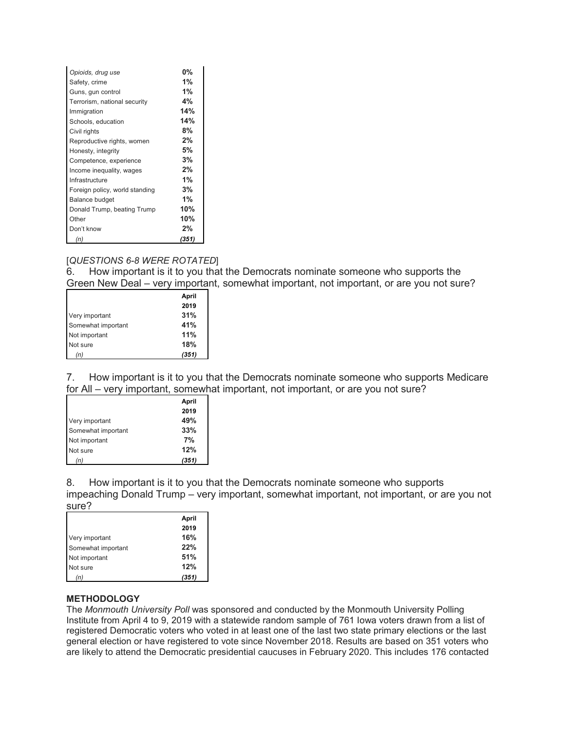| | |
|---|---|
| *Opioids, drug use* | **0%** |
| Safety, crime | **1%** |
| Guns, gun control | **1%** |
| Terrorism, national security | **4%** |
| Immigration | **14%** |
| Schools, education | **14%** |
| Civil rights | **8%** |
| Reproductive rights, women | **2%** |
| Honesty, integrity | **5%** |
| Competence, experience | **3%** |
| Income inequality, wages | **2%** |
| Infrastructure | **1%** |
| Foreign policy, world standing | **3%** |
| Balance budget | **1%** |
| Donald Trump, beating Trump | **10%** |
| Other | **10%** |
| Don't know | **2%** |
| *(n)* | ***(351)*** |

[*QUESTIONS 6-8 WERE ROTATED*]

6. How important is it to you that the Democrats nominate someone who supports the Green New Deal – very important, somewhat important, not important, or are you not sure?

| | **April 2019** |
|---|---|
| Very important | **31%** |
| Somewhat important | **41%** |
| Not important | **11%** |
| Not sure | **18%** |
| *(n)* | ***(351)*** |

7. How important is it to you that the Democrats nominate someone who supports Medicare for All – very important, somewhat important, not important, or are you not sure?

| | **April 2019** |
|---|---|
| Very important | **49%** |
| Somewhat important | **33%** |
| Not important | **7%** |
| Not sure | **12%** |
| *(n)* | ***(351)*** |

8. How important is it to you that the Democrats nominate someone who supports impeaching Donald Trump – very important, somewhat important, not important, or are you not sure?

| | **April 2019** |
|---|---|
| Very important | **16%** |
| Somewhat important | **22%** |
| Not important | **51%** |
| Not sure | **12%** |
| *(n)* | ***(351)*** |

**METHODOLOGY**

The *Monmouth University Poll* was sponsored and conducted by the Monmouth University Polling Institute from April 4 to 9, 2019 with a statewide random sample of 761 Iowa voters drawn from a list of registered Democratic voters who voted in at least one of the last two state primary elections or the last general election or have registered to vote since November 2018. Results are based on 351 voters who are likely to attend the Democratic presidential caucuses in February 2020. This includes 176 contacted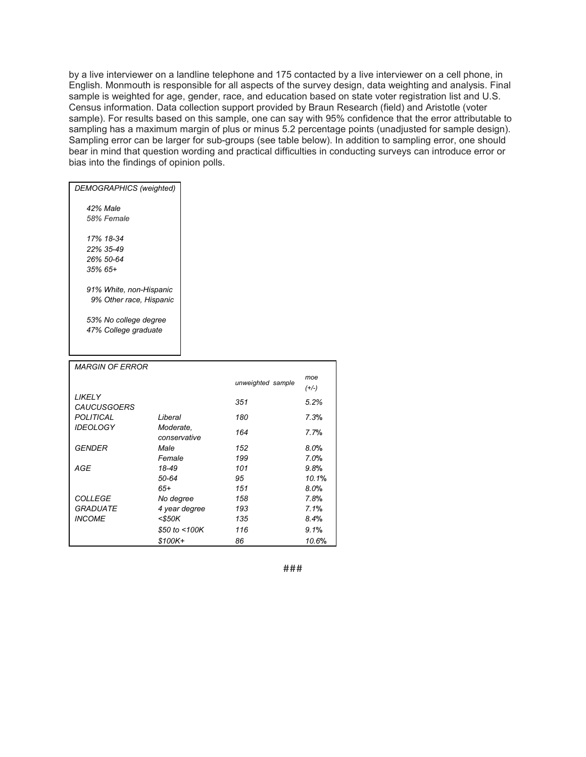by a live interviewer on a landline telephone and 175 contacted by a live interviewer on a cell phone, in English. Monmouth is responsible for all aspects of the survey design, data weighting and analysis. Final sample is weighted for age, gender, race, and education based on state voter registration list and U.S. Census information. Data collection support provided by Braun Research (field) and Aristotle (voter sample). For results based on this sample, one can say with 95% confidence that the error attributable to sampling has a maximum margin of plus or minus 5.2 percentage points (unadjusted for sample design). Sampling error can be larger for sub-groups (see table below). In addition to sampling error, one should bear in mind that question wording and practical difficulties in conducting surveys can introduce error or bias into the findings of opinion polls.

*DEMOGRAPHICS (weighted)*

*42% Male*
*58% Female*

*17% 18-34*
*22% 35-49*
*26% 50-64*
*35% 65+*

*91% White, non-Hispanic*
*9% Other race, Hispanic*

*53% No college degree*
*47% College graduate*

| *MARGIN OF ERROR* | | *unweighted sample* | *moe (+/-)* |
|---|---|---|---|
| *LIKELY CAUCUSGOERS* | | *351* | *5.2%* |
| *POLITICAL IDEOLOGY* | *Liberal* | *180* | *7.3%* |
| | *Moderate, conservative* | *164* | *7.7%* |
| *GENDER* | *Male* | *152* | *8.0%* |
| | *Female* | *199* | *7.0%* |
| *AGE* | *18-49* | *101* | *9.8%* |
| | *50-64* | *95* | *10.1%* |
| | *65+* | *151* | *8.0%* |
| *COLLEGE GRADUATE* | *No degree* | *158* | *7.8%* |
| | *4 year degree* | *193* | *7.1%* |
| *INCOME* | *<$50K* | *135* | *8.4%* |
| | *$50 to <100K* | *116* | *9.1%* |
| | *$100K+* | *86* | *10.6%* |

###